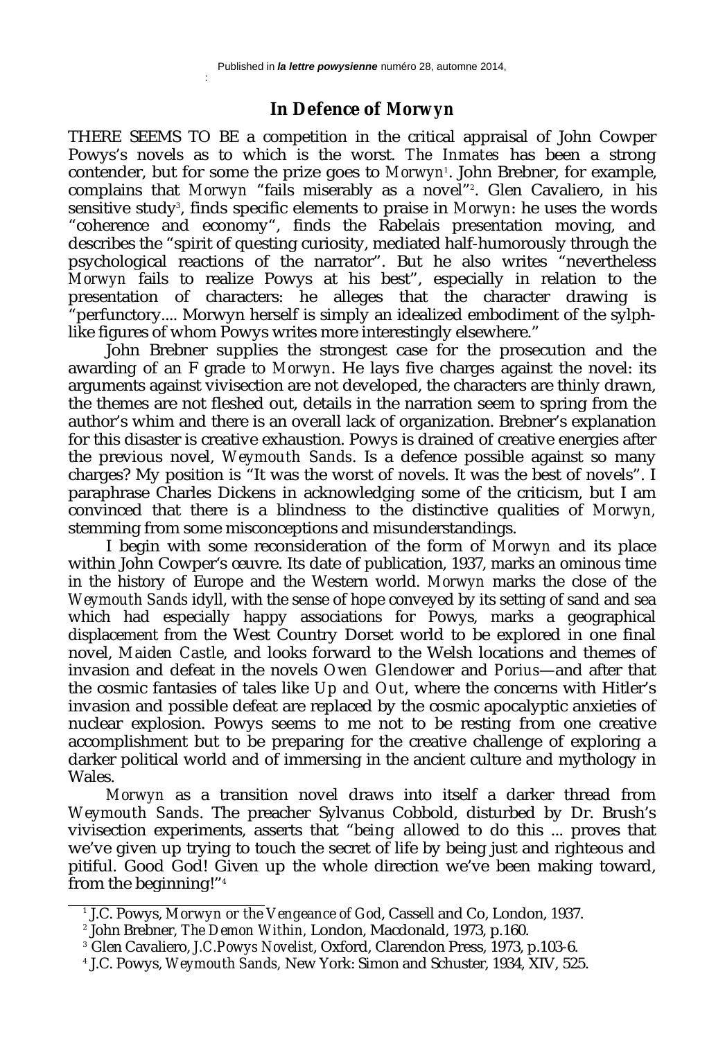Published in ***la lettre powysienne*** numéro 28, automne 2014,

# In Defence of *Morwyn*

THERE SEEMS TO BE a competition in the critical appraisal of John Cowper Powys's novels as to which is the worst. *The Inmates* has been a strong contender, but for some the prize goes to *Morwyn*[1]. John Brebner, for example, complains that *Morwyn* "fails miserably as a novel"[2]. Glen Cavaliero, in his sensitive study[3], finds specific elements to praise in *Morwyn*: he uses the words "coherence and economy", finds the Rabelais presentation moving, and describes the "spirit of questing curiosity, mediated half-humorously through the psychological reactions of the narrator". But he also writes "nevertheless *Morwyn* fails to realize Powys at his best", especially in relation to the presentation of characters: he alleges that the character drawing is "perfunctory.... Morwyn herself is simply an idealized embodiment of the sylph-like figures of whom Powys writes more interestingly elsewhere."

John Brebner supplies the strongest case for the prosecution and the awarding of an F grade to *Morwyn*. He lays five charges against the novel: its arguments against vivisection are not developed, the characters are thinly drawn, the themes are not fleshed out, details in the narration seem to spring from the author's whim and there is an overall lack of organization. Brebner's explanation for this disaster is creative exhaustion. Powys is drained of creative energies after the previous novel, *Weymouth Sands*. Is a defence possible against so many charges? My position is "It was the worst of novels. It was the best of novels". I paraphrase Charles Dickens in acknowledging some of the criticism, but I am convinced that there is a blindness to the distinctive qualities of *Morwyn*, stemming from some misconceptions and misunderstandings.

I begin with some reconsideration of the form of *Morwyn* and its place within John Cowper's œuvre. Its date of publication, 1937, marks an ominous time in the history of Europe and the Western world. *Morwyn* marks the close of the *Weymouth Sands* idyll, with the sense of hope conveyed by its setting of sand and sea which had especially happy associations for Powys, marks a geographical displacement from the West Country Dorset world to be explored in one final novel, *Maiden Castle*, and looks forward to the Welsh locations and themes of invasion and defeat in the novels *Owen Glendower* and *Porius*—and after that the cosmic fantasies of tales like *Up and Out*, where the concerns with Hitler's invasion and possible defeat are replaced by the cosmic apocalyptic anxieties of nuclear explosion. Powys seems to me not to be resting from one creative accomplishment but to be preparing for the creative challenge of exploring a darker political world and of immersing in the ancient culture and mythology in Wales.

*Morwyn* as a transition novel draws into itself a darker thread from *Weymouth Sands*. The preacher Sylvanus Cobbold, disturbed by Dr. Brush's vivisection experiments, asserts that "being allowed to do this ... proves that we've given up trying to touch the secret of life by being just and righteous and pitiful. Good God! Given up the whole direction we've been making toward, from the beginning!"[4]

---

[1] J.C. Powys, *Morwyn or the Vengeance of God*, Cassell and Co, London, 1937.

[2] John Brebner, *The Demon Within*, London, Macdonald, 1973, p.160.

[3] Glen Cavaliero, *J.C.Powys Novelist*, Oxford, Clarendon Press, 1973, p.103-6.

[4] J.C. Powys, *Weymouth Sands*, New York: Simon and Schuster, 1934, XIV, 525.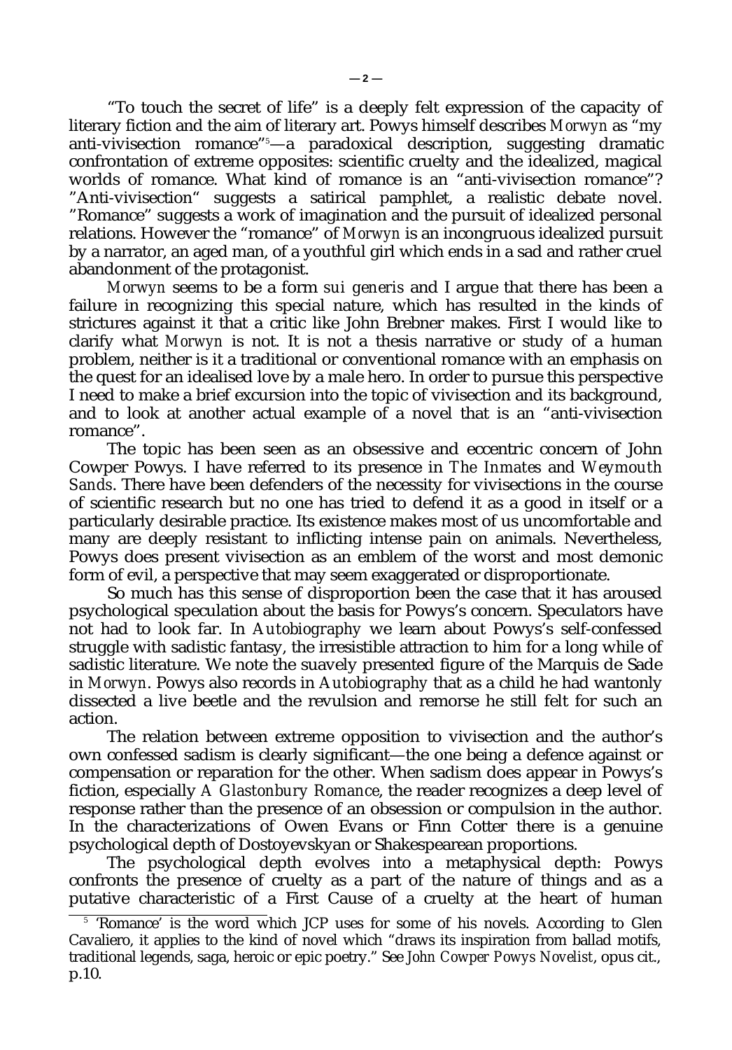"To touch the secret of life" is a deeply felt expression of the capacity of literary fiction and the aim of literary art. Powys himself describes *Morwyn* as "my anti-vivisection romance"[5]—a paradoxical description, suggesting dramatic confrontation of extreme opposites: scientific cruelty and the idealized, magical worlds of romance. What kind of romance is an "anti-vivisection romance"? "Anti-vivisection" suggests a satirical pamphlet, a realistic debate novel. "Romance" suggests a work of imagination and the pursuit of idealized personal relations. However the "romance" of *Morwyn* is an incongruous idealized pursuit by a narrator, an aged man, of a youthful girl which ends in a sad and rather cruel abandonment of the protagonist.

*Morwyn* seems to be a form *sui generis* and I argue that there has been a failure in recognizing this special nature, which has resulted in the kinds of strictures against it that a critic like John Brebner makes. First I would like to clarify what *Morwyn* is not. It is not a thesis narrative or study of a human problem, neither is it a traditional or conventional romance with an emphasis on the quest for an idealised love by a male hero. In order to pursue this perspective I need to make a brief excursion into the topic of vivisection and its background, and to look at another actual example of a novel that is an "anti-vivisection romance".

The topic has been seen as an obsessive and eccentric concern of John Cowper Powys. I have referred to its presence in *The Inmates* and *Weymouth Sands*. There have been defenders of the necessity for vivisections in the course of scientific research but no one has tried to defend it as a good in itself or a particularly desirable practice. Its existence makes most of us uncomfortable and many are deeply resistant to inflicting intense pain on animals. Nevertheless, Powys does present vivisection as an emblem of the worst and most demonic form of evil, a perspective that may seem exaggerated or disproportionate.

So much has this sense of disproportion been the case that it has aroused psychological speculation about the basis for Powys's concern. Speculators have not had to look far. In *Autobiography* we learn about Powys's self-confessed struggle with sadistic fantasy, the irresistible attraction to him for a long while of sadistic literature. We note the suavely presented figure of the Marquis de Sade in *Morwyn*. Powys also records in *Autobiography* that as a child he had wantonly dissected a live beetle and the revulsion and remorse he still felt for such an action.

The relation between extreme opposition to vivisection and the author's own confessed sadism is clearly significant—the one being a defence against or compensation or reparation for the other. When sadism does appear in Powys's fiction, especially *A Glastonbury Romance*, the reader recognizes a deep level of response rather than the presence of an obsession or compulsion in the author. In the characterizations of Owen Evans or Finn Cotter there is a genuine psychological depth of Dostoyevskyan or Shakespearean proportions.

The psychological depth evolves into a metaphysical depth: Powys confronts the presence of cruelty as a part of the nature of things and as a putative characteristic of a First Cause of a cruelty at the heart of human

---

[5] 'Romance' is the word which JCP uses for some of his novels. According to Glen Cavaliero, it applies to the kind of novel which "draws its inspiration from ballad motifs, traditional legends, saga, heroic or epic poetry." See *John Cowper Powys Novelist*, opus cit., p.10.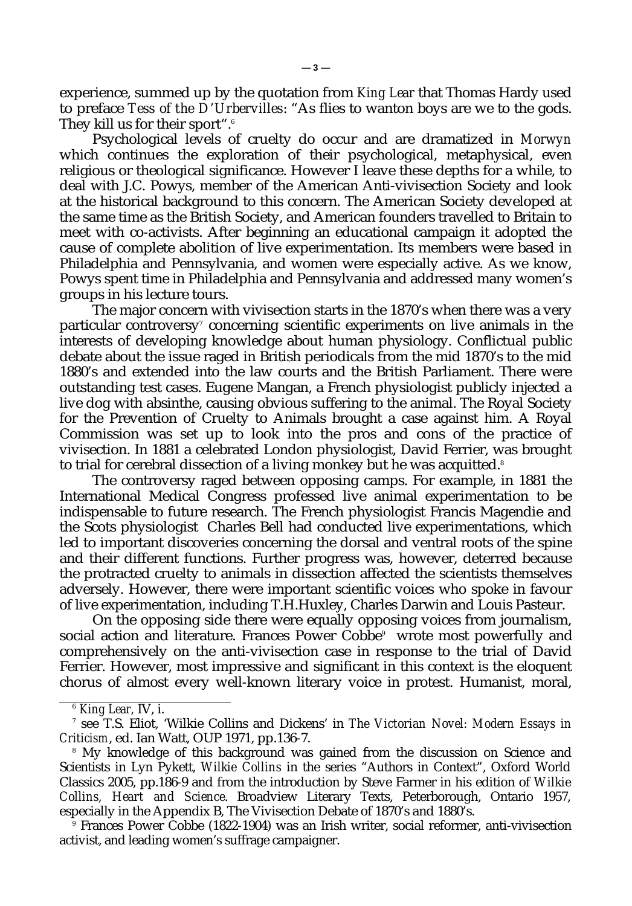experience, summed up by the quotation from *King Lear* that Thomas Hardy used to preface *Tess of the D'Urbervilles*: "As flies to wanton boys are we to the gods. They kill us for their sport".[6]

Psychological levels of cruelty do occur and are dramatized in *Morwyn* which continues the exploration of their psychological, metaphysical, even religious or theological significance. However I leave these depths for a while, to deal with J.C. Powys, member of the American Anti-vivisection Society and look at the historical background to this concern. The American Society developed at the same time as the British Society, and American founders travelled to Britain to meet with co-activists. After beginning an educational campaign it adopted the cause of complete abolition of live experimentation. Its members were based in Philadelphia and Pennsylvania, and women were especially active. As we know, Powys spent time in Philadelphia and Pennsylvania and addressed many women's groups in his lecture tours.

The major concern with vivisection starts in the 1870's when there was a very particular controversy[7] concerning scientific experiments on live animals in the interests of developing knowledge about human physiology. Conflictual public debate about the issue raged in British periodicals from the mid 1870's to the mid 1880's and extended into the law courts and the British Parliament. There were outstanding test cases. Eugene Mangan, a French physiologist publicly injected a live dog with absinthe, causing obvious suffering to the animal. The Royal Society for the Prevention of Cruelty to Animals brought a case against him. A Royal Commission was set up to look into the pros and cons of the practice of vivisection. In 1881 a celebrated London physiologist, David Ferrier, was brought to trial for cerebral dissection of a living monkey but he was acquitted.[8]

The controversy raged between opposing camps. For example, in 1881 the International Medical Congress professed live animal experimentation to be indispensable to future research. The French physiologist Francis Magendie and the Scots physiologist Charles Bell had conducted live experimentations, which led to important discoveries concerning the dorsal and ventral roots of the spine and their different functions. Further progress was, however, deterred because the protracted cruelty to animals in dissection affected the scientists themselves adversely. However, there were important scientific voices who spoke in favour of live experimentation, including T.H.Huxley, Charles Darwin and Louis Pasteur.

On the opposing side there were equally opposing voices from journalism, social action and literature. Frances Power Cobbe[9] wrote most powerfully and comprehensively on the anti-vivisection case in response to the trial of David Ferrier. However, most impressive and significant in this context is the eloquent chorus of almost every well-known literary voice in protest. Humanist, moral,

---

[6] *King Lear*, IV, i.

[7] see T.S. Eliot, 'Wilkie Collins and Dickens' in *The Victorian Novel: Modern Essays in Criticism*, ed. Ian Watt, OUP 1971, pp.136-7.

[8] My knowledge of this background was gained from the discussion on Science and Scientists in Lyn Pykett, *Wilkie Collins* in the series "Authors in Context", Oxford World Classics 2005, pp.186-9 and from the introduction by Steve Farmer in his edition of *Wilkie Collins, Heart and Science*. Broadview Literary Texts, Peterborough, Ontario 1957, especially in the Appendix B, The Vivisection Debate of 1870's and 1880's.

[9] Frances Power Cobbe (1822-1904) was an Irish writer, social reformer, anti-vivisection activist, and leading women's suffrage campaigner.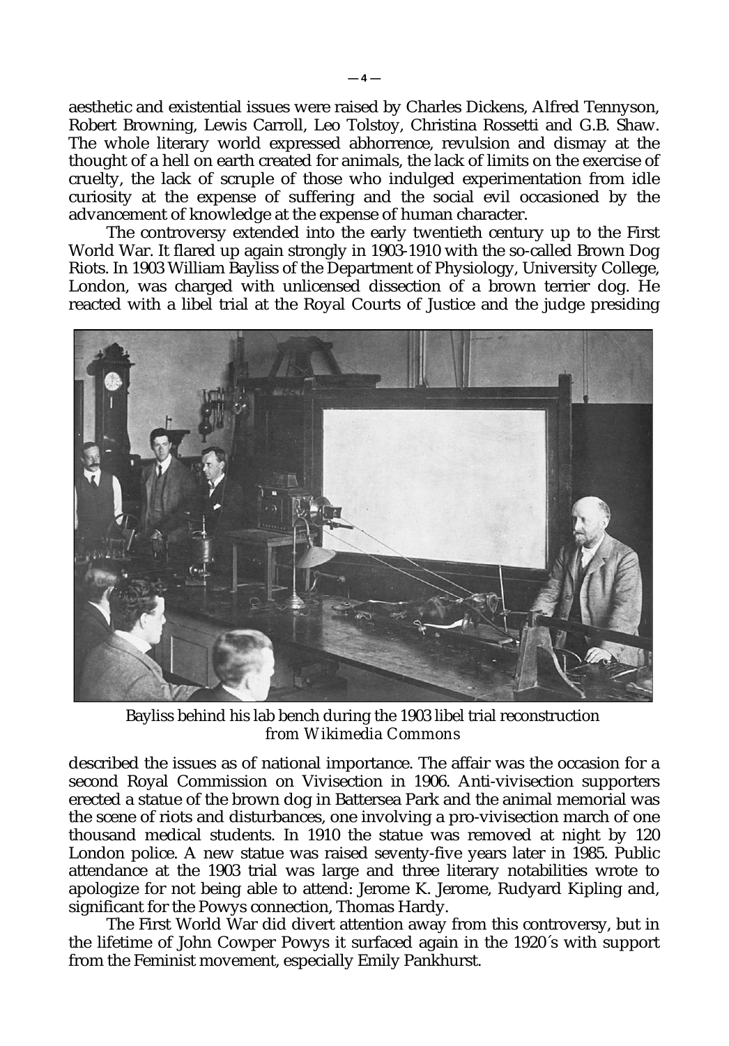aesthetic and existential issues were raised by Charles Dickens, Alfred Tennyson, Robert Browning, Lewis Carroll, Leo Tolstoy, Christina Rossetti and G.B. Shaw. The whole literary world expressed abhorrence, revulsion and dismay at the thought of a hell on earth created for animals, the lack of limits on the exercise of cruelty, the lack of scruple of those who indulged experimentation from idle curiosity at the expense of suffering and the social evil occasioned by the advancement of knowledge at the expense of human character.

The controversy extended into the early twentieth century up to the First World War. It flared up again strongly in 1903-1910 with the so-called Brown Dog Riots. In 1903 William Bayliss of the Department of Physiology, University College, London, was charged with unlicensed dissection of a brown terrier dog. He reacted with a libel trial at the Royal Courts of Justice and the judge presiding described the issues as of national importance. The affair was the occasion for a second Royal Commission on Vivisection in 1906. Anti-vivisection supporters erected a statue of the brown dog in Battersea Park and the animal memorial was the scene of riots and disturbances, one involving a pro-vivisection march of one thousand medical students. In 1910 the statue was removed at night by 120 London police. A new statue was raised seventy-five years later in 1985. Public attendance at the 1903 trial was large and three literary notabilities wrote to apologize for not being able to attend: Jerome K. Jerome, Rudyard Kipling and, significant for the Powys connection, Thomas Hardy.

Bayliss behind his lab bench during the 1903 libel trial reconstruction
*from Wikimedia Commons*

The First World War did divert attention away from this controversy, but in the lifetime of John Cowper Powys it surfaced again in the 1920´s with support from the Feminist movement, especially Emily Pankhurst.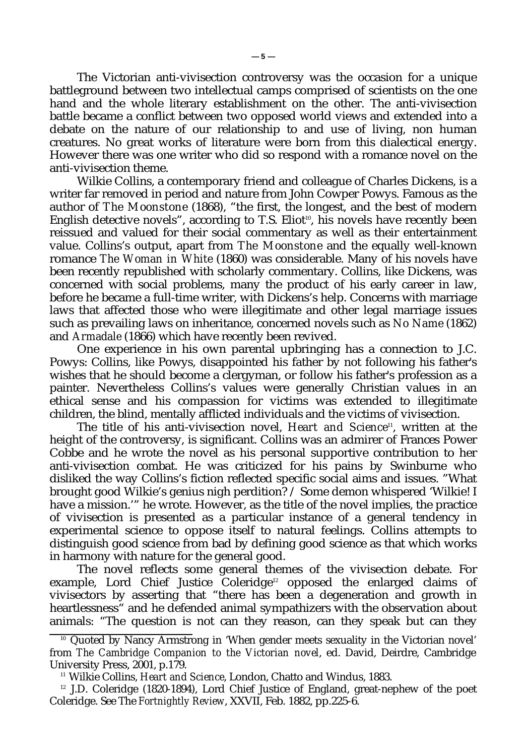The Victorian anti-vivisection controversy was the occasion for a unique battleground between two intellectual camps comprised of scientists on the one hand and the whole literary establishment on the other. The anti-vivisection battle became a conflict between two opposed world views and extended into a debate on the nature of our relationship to and use of living, non human creatures. No great works of literature were born from this dialectical energy. However there was one writer who did so respond with a romance novel on the anti-vivisection theme.

Wilkie Collins, a contemporary friend and colleague of Charles Dickens, is a writer far removed in period and nature from John Cowper Powys. Famous as the author of *The Moonstone* (1868), "the first, the longest, and the best of modern English detective novels", according to T.S. Eliot[10], his novels have recently been reissued and valued for their social commentary as well as their entertainment value. Collins's output, apart from *The Moonstone* and the equally well-known romance *The Woman in White* (1860) was considerable. Many of his novels have been recently republished with scholarly commentary. Collins, like Dickens, was concerned with social problems, many the product of his early career in law, before he became a full-time writer, with Dickens's help. Concerns with marriage laws that affected those who were illegitimate and other legal marriage issues such as prevailing laws on inheritance, concerned novels such as *No Name* (1862) and *Armadale* (1866) which have recently been revived.

One experience in his own parental upbringing has a connection to J.C. Powys: Collins, like Powys, disappointed his father by not following his father's wishes that he should become a clergyman, or follow his father's profession as a painter. Nevertheless Collins's values were generally Christian values in an ethical sense and his compassion for victims was extended to illegitimate children, the blind, mentally afflicted individuals and the victims of vivisection.

The title of his anti-vivisection novel, *Heart and Science*[11], written at the height of the controversy, is significant. Collins was an admirer of Frances Power Cobbe and he wrote the novel as his personal supportive contribution to her anti-vivisection combat. He was criticized for his pains by Swinburne who disliked the way Collins's fiction reflected specific social aims and issues. "What brought good Wilkie's genius nigh perdition? / Some demon whispered 'Wilkie! I have a mission.'" he wrote. However, as the title of the novel implies, the practice of vivisection is presented as a particular instance of a general tendency in experimental science to oppose itself to natural feelings. Collins attempts to distinguish good science from bad by defining good science as that which works in harmony with nature for the general good.

The novel reflects some general themes of the vivisection debate. For example, Lord Chief Justice Coleridge[12] opposed the enlarged claims of vivisectors by asserting that "there has been a degeneration and growth in heartlessness" and he defended animal sympathizers with the observation about animals: "The question is not can they reason, can they speak but can they

---

[10] Quoted by Nancy Armstrong in 'When gender meets sexuality in the Victorian novel' from *The Cambridge Companion to the Victorian novel*, ed. David, Deirdre, Cambridge University Press, 2001, p.179.

[11] Wilkie Collins, *Heart and Science*, London, Chatto and Windus, 1883.

[12] J.D. Coleridge (1820-1894), Lord Chief Justice of England, great-nephew of the poet Coleridge. See The *Fortnightly Review*, XXVII, Feb. 1882, pp.225-6.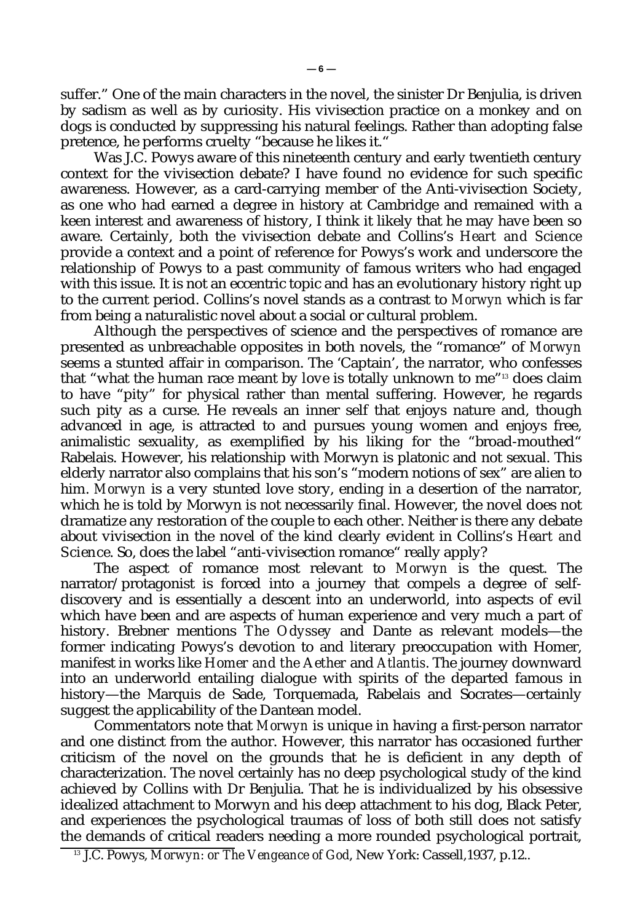suffer." One of the main characters in the novel, the sinister Dr Benjulia, is driven by sadism as well as by curiosity. His vivisection practice on a monkey and on dogs is conducted by suppressing his natural feelings. Rather than adopting false pretence, he performs cruelty "because he likes it."

Was J.C. Powys aware of this nineteenth century and early twentieth century context for the vivisection debate? I have found no evidence for such specific awareness. However, as a card-carrying member of the Anti-vivisection Society, as one who had earned a degree in history at Cambridge and remained with a keen interest and awareness of history, I think it likely that he may have been so aware. Certainly, both the vivisection debate and Collins's *Heart and Science* provide a context and a point of reference for Powys's work and underscore the relationship of Powys to a past community of famous writers who had engaged with this issue. It is not an eccentric topic and has an evolutionary history right up to the current period. Collins's novel stands as a contrast to *Morwyn* which is far from being a naturalistic novel about a social or cultural problem.

Although the perspectives of science and the perspectives of romance are presented as unbreachable opposites in both novels, the "romance" of *Morwyn* seems a stunted affair in comparison. The 'Captain', the narrator, who confesses that "what the human race meant by *love* is totally unknown to me"[13] does claim to have "pity" for physical rather than mental suffering. However, he regards such pity as a curse. He reveals an inner self that enjoys nature and, though advanced in age, is attracted to and pursues young women and enjoys free, animalistic sexuality, as exemplified by his liking for the "broad-mouthed" Rabelais. However, his relationship with Morwyn is platonic and not sexual. This elderly narrator also complains that his son's "modern notions of sex" are alien to him. *Morwyn* is a very stunted love story, ending in a desertion of the narrator, which he is told by Morwyn is not necessarily final. However, the novel does not dramatize any restoration of the couple to each other. Neither is there any debate about vivisection in the novel of the kind clearly evident in Collins's *Heart and Science*. So, does the label "anti-vivisection romance" really apply?

The aspect of romance most relevant to *Morwyn* is the quest. The narrator/protagonist is forced into a journey that compels a degree of self-discovery and is essentially a descent into an underworld, into aspects of evil which have been and are aspects of human experience and very much a part of history. Brebner mentions *The Odyssey* and Dante as relevant models—the former indicating Powys's devotion to and literary preoccupation with Homer, manifest in works like *Homer and the Aether* and *Atlantis*. The journey downward into an underworld entailing dialogue with spirits of the departed famous in history—the Marquis de Sade, Torquemada, Rabelais and Socrates—certainly suggest the applicability of the Dantean model.

Commentators note that *Morwyn* is unique in having a first-person narrator and one distinct from the author. However, this narrator has occasioned further criticism of the novel on the grounds that he is deficient in any depth of characterization. The novel certainly has no deep psychological study of the kind achieved by Collins with Dr Benjulia. That he is individualized by his obsessive idealized attachment to Morwyn and his deep attachment to his dog, Black Peter, and experiences the psychological traumas of loss of both still does not satisfy the demands of critical readers needing a more rounded psychological portrait,

[13] J.C. Powys, *Morwyn: or The Vengeance of God*, New York: Cassell,1937, p.12..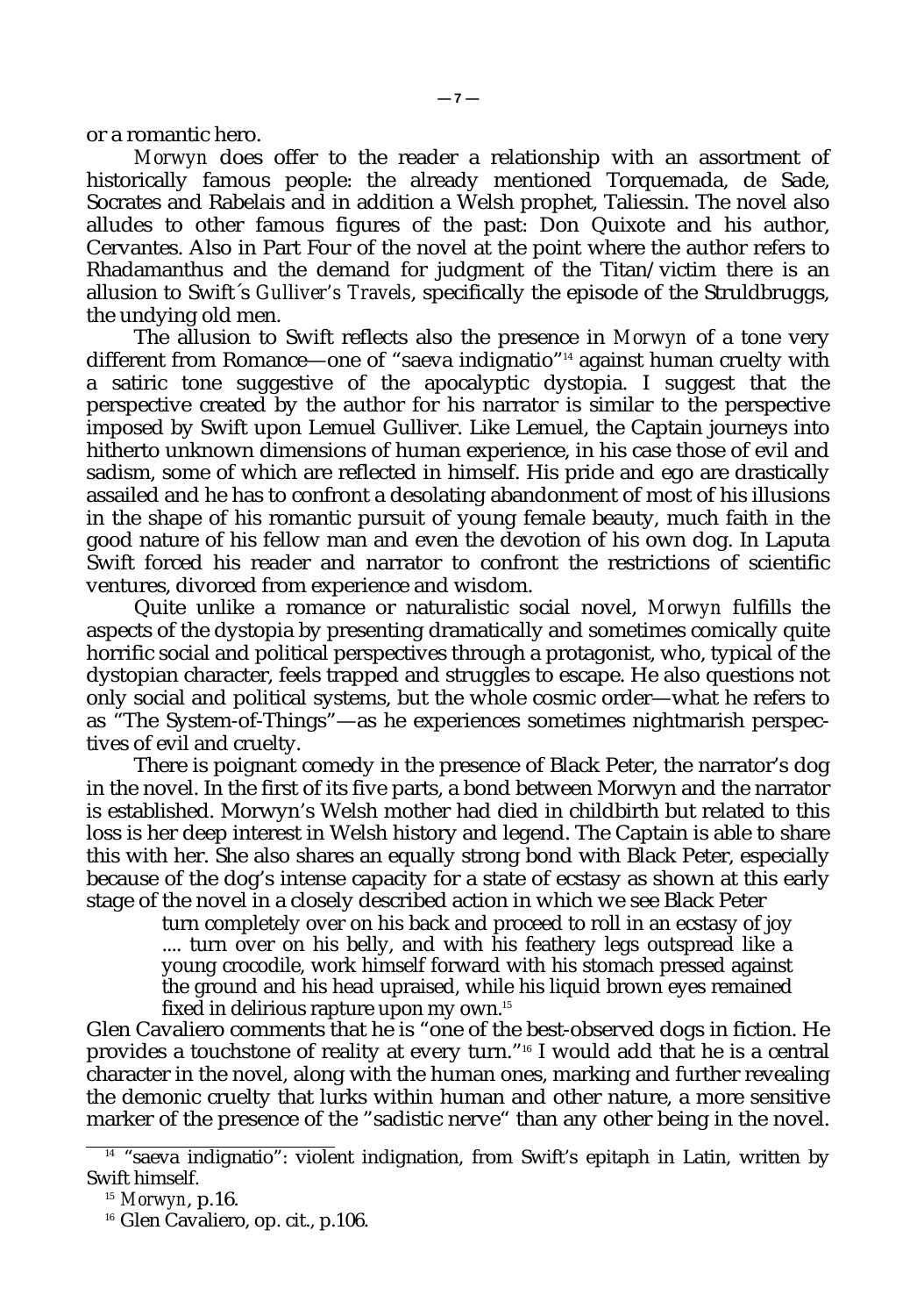or a romantic hero.

*Morwyn* does offer to the reader a relationship with an assortment of historically famous people: the already mentioned Torquemada, de Sade, Socrates and Rabelais and in addition a Welsh prophet, Taliessin. The novel also alludes to other famous figures of the past: Don Quixote and his author, Cervantes. Also in Part Four of the novel at the point where the author refers to Rhadamanthus and the demand for judgment of the Titan/victim there is an allusion to Swift´s *Gulliver's Travels*, specifically the episode of the Struldbruggs, the undying old men.

The allusion to Swift reflects also the presence in *Morwyn* of a tone very different from Romance—one of "saeva indignatio"[14] against human cruelty with a satiric tone suggestive of the apocalyptic dystopia. I suggest that the perspective created by the author for his narrator is similar to the perspective imposed by Swift upon Lemuel Gulliver. Like Lemuel, the Captain journeys into hitherto unknown dimensions of human experience, in his case those of evil and sadism, some of which are reflected in himself. His pride and ego are drastically assailed and he has to confront a desolating abandonment of most of his illusions in the shape of his romantic pursuit of young female beauty, much faith in the good nature of his fellow man and even the devotion of his own dog. In Laputa Swift forced his reader and narrator to confront the restrictions of scientific ventures, divorced from experience and wisdom.

Quite unlike a romance or naturalistic social novel, *Morwyn* fulfills the aspects of the dystopia by presenting dramatically and sometimes comically quite horrific social and political perspectives through a protagonist, who, typical of the dystopian character, feels trapped and struggles to escape. He also questions not only social and political systems, but the whole cosmic order—what he refers to as "The System-of-Things"—as he experiences sometimes nightmarish perspectives of evil and cruelty.

There is poignant comedy in the presence of Black Peter, the narrator's dog in the novel. In the first of its five parts, a bond between Morwyn and the narrator is established. Morwyn's Welsh mother had died in childbirth but related to this loss is her deep interest in Welsh history and legend. The Captain is able to share this with her. She also shares an equally strong bond with Black Peter, especially because of the dog's intense capacity for a state of ecstasy as shown at this early stage of the novel in a closely described action in which we see Black Peter

> turn completely over on his back and proceed to roll in an ecstasy of joy .... turn over on his belly, and with his feathery legs outspread like a young crocodile, work himself forward with his stomach pressed against the ground and his head upraised, while his liquid brown eyes remained fixed in delirious rapture upon my own.[15]

Glen Cavaliero comments that he is "one of the best-observed dogs in fiction. He provides a touchstone of reality at every turn."[16] I would add that he is a central character in the novel, along with the human ones, marking and further revealing the demonic cruelty that lurks within human and other nature, a more sensitive marker of the presence of the "sadistic nerve" than any other being in the novel.

---

[14] "saeva indignatio": violent indignation, from Swift's epitaph in Latin, written by Swift himself.

[15] *Morwyn*, p.16.

[16] Glen Cavaliero, op. cit., p.106.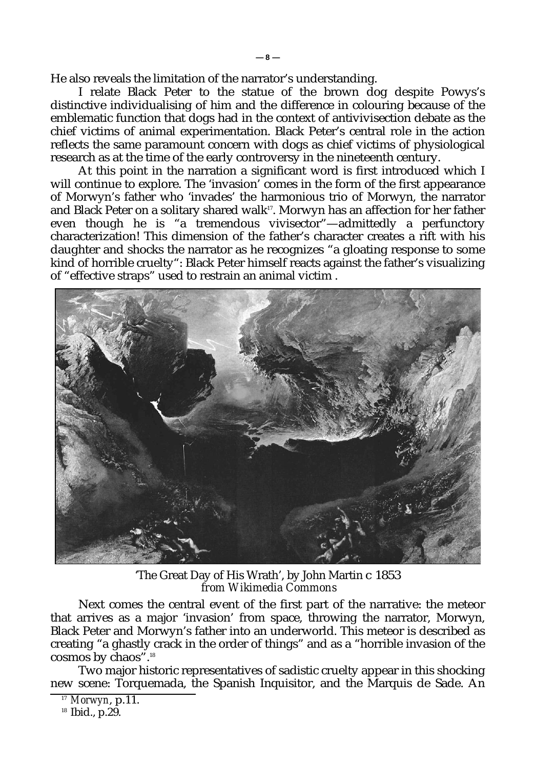He also reveals the limitation of the narrator's understanding.

I relate Black Peter to the statue of the brown dog despite Powys's distinctive individualising of him and the difference in colouring because of the emblematic function that dogs had in the context of antivivisection debate as the chief victims of animal experimentation. Black Peter's central role in the action reflects the same paramount concern with dogs as chief victims of physiological research as at the time of the early controversy in the nineteenth century.

At this point in the narration a significant word is first introduced which I will continue to explore. The 'invasion' comes in the form of the first appearance of Morwyn's father who 'invades' the harmonious trio of Morwyn, the narrator and Black Peter on a solitary shared walk[17]. Morwyn has an affection for her father even though he is "a tremendous vivisector"—admittedly a perfunctory characterization! This dimension of the father's character creates a rift with his daughter and shocks the narrator as he recognizes "a gloating response to some kind of horrible cruelty": Black Peter himself reacts against the father's visualizing of "effective straps" used to restrain an animal victim .

'The Great Day of His Wrath', by John Martin c 1853
*from Wikimedia Commons*

Next comes the central event of the first part of the narrative: the meteor that arrives as a major 'invasion' from space, throwing the narrator, Morwyn, Black Peter and Morwyn's father into an underworld. This meteor is described as creating "a ghastly crack in the order of things" and as a "horrible invasion of the cosmos by chaos".[18]

Two major historic representatives of sadistic cruelty appear in this shocking new scene: Torquemada, the Spanish Inquisitor, and the Marquis de Sade. An

[17] *Morwyn*, p.11.

[18] Ibid., p.29.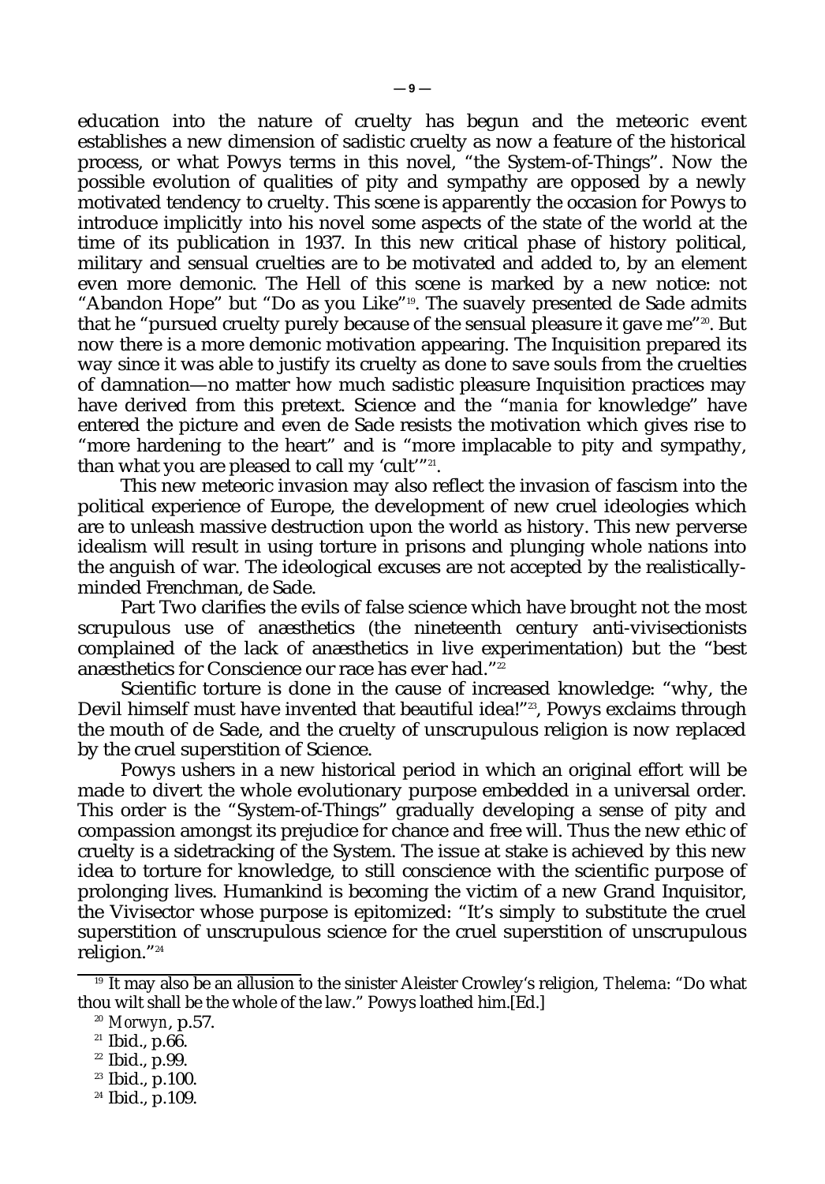education into the nature of cruelty has begun and the meteoric event establishes a new dimension of sadistic cruelty as now a feature of the historical process, or what Powys terms in this novel, "the System-of-Things". Now the possible evolution of qualities of pity and sympathy are opposed by a newly motivated tendency to cruelty. This scene is apparently the occasion for Powys to introduce implicitly into his novel some aspects of the state of the world at the time of its publication in 1937. In this new critical phase of history political, military and sensual cruelties are to be motivated and added to, by an element even more demonic. The Hell of this scene is marked by a new notice: not "Abandon Hope" but "Do as you Like"[19]. The suavely presented de Sade admits that he "pursued cruelty purely because of the sensual pleasure it gave me"[20]. But now there is a more demonic motivation appearing. The Inquisition prepared its way since it was able to justify its cruelty as done to save souls from the cruelties of damnation—no matter how much sadistic pleasure Inquisition practices may have derived from this pretext. Science and the "*mania* for knowledge" have entered the picture and even de Sade resists the motivation which gives rise to "more hardening to the heart" and is "more implacable to pity and sympathy, than what you are pleased to call my 'cult'"[21].

This new meteoric invasion may also reflect the invasion of fascism into the political experience of Europe, the development of new cruel ideologies which are to unleash massive destruction upon the world as history. This new perverse idealism will result in using torture in prisons and plunging whole nations into the anguish of war. The ideological excuses are not accepted by the realistically-minded Frenchman, de Sade.

Part Two clarifies the evils of false science which have brought not the most scrupulous use of anæsthetics (the nineteenth century anti-vivisectionists complained of the lack of anæsthetics in live experimentation) but the "best anæsthetics for Conscience our race has ever had."[22]

Scientific torture is done in the cause of increased knowledge: "why, the Devil himself must have invented that beautiful idea!"[23], Powys exclaims through the mouth of de Sade, and the cruelty of unscrupulous religion is now replaced by the cruel superstition of Science.

Powys ushers in a new historical period in which an original effort will be made to divert the whole evolutionary purpose embedded in a universal order. This order is the "System-of-Things" gradually developing a sense of pity and compassion amongst its prejudice for chance and free will. Thus the new ethic of cruelty is a sidetracking of the System. The issue at stake is achieved by this new idea to torture for knowledge, to still conscience with the scientific purpose of prolonging lives. Humankind is becoming the victim of a new Grand Inquisitor, the Vivisector whose purpose is epitomized: "It's simply to substitute the cruel superstition of unscrupulous science for the cruel superstition of unscrupulous religion."[24]

---

[19] It may also be an allusion to the sinister Aleister Crowley's religion, *Thelema*: "Do what thou wilt shall be the whole of the law." Powys loathed him.[Ed.]

[20] *Morwyn*, p.57.

[21] Ibid., p.66.

[22] Ibid., p.99.

[23] Ibid., p.100.

[24] Ibid., p.109.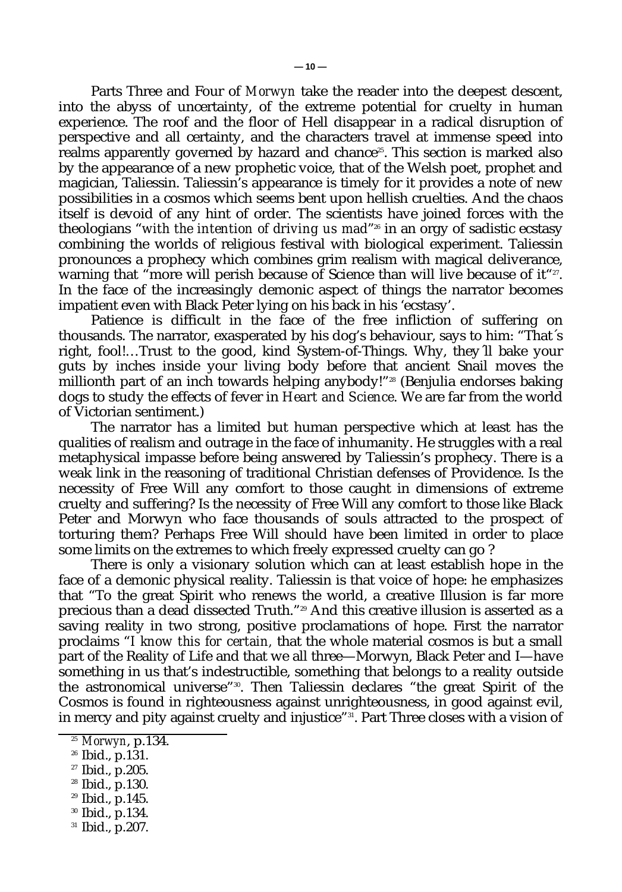Parts Three and Four of *Morwyn* take the reader into the deepest descent, into the abyss of uncertainty, of the extreme potential for cruelty in human experience. The roof and the floor of Hell disappear in a radical disruption of perspective and all certainty, and the characters travel at immense speed into realms apparently governed by hazard and chance[25]. This section is marked also by the appearance of a new prophetic voice, that of the Welsh poet, prophet and magician, Taliessin. Taliessin's appearance is timely for it provides a note of new possibilities in a cosmos which seems bent upon hellish cruelties. And the chaos itself is devoid of any hint of order. The scientists have joined forces with the theologians "*with the intention of driving us mad*"[26] in an orgy of sadistic ecstasy combining the worlds of religious festival with biological experiment. Taliessin pronounces a prophecy which combines grim realism with magical deliverance, warning that "more will perish because of Science than will live because of it"[27]. In the face of the increasingly demonic aspect of things the narrator becomes impatient even with Black Peter lying on his back in his 'ecstasy'.

Patience is difficult in the face of the free infliction of suffering on thousands. The narrator, exasperated by his dog's behaviour, says to him: "That´s right, fool!…Trust to the good, kind System-of-Things. Why, they´ll bake your guts by inches inside your living body before that ancient Snail moves the millionth part of an inch towards helping anybody!"[28] (Benjulia endorses baking dogs to study the effects of fever in *Heart and Science*. We are far from the world of Victorian sentiment.)

The narrator has a limited but human perspective which at least has the qualities of realism and outrage in the face of inhumanity. He struggles with a real metaphysical impasse before being answered by Taliessin's prophecy. There is a weak link in the reasoning of traditional Christian defenses of Providence. Is the necessity of Free Will any comfort to those caught in dimensions of extreme cruelty and suffering? Is the necessity of Free Will any comfort to those like Black Peter and Morwyn who face thousands of souls attracted to the prospect of torturing them? Perhaps Free Will should have been limited in order to place some limits on the extremes to which freely expressed cruelty can go ?

There is only a visionary solution which can at least establish hope in the face of a demonic physical reality. Taliessin is that voice of hope: he emphasizes that "To the great Spirit who renews the world, a creative Illusion is far more precious than a dead dissected Truth."[29] And this creative illusion is asserted as a saving reality in two strong, positive proclamations of hope. First the narrator proclaims "*I know this for certain*, that the whole material cosmos is but a small part of the Reality of Life and that we all three—Morwyn, Black Peter and I—have something in us that's indestructible, something that belongs to a reality outside the astronomical universe"[30]. Then Taliessin declares "the great Spirit of the Cosmos is found in righteousness against unrighteousness, in good against evil, in mercy and pity against cruelty and injustice"[31]. Part Three closes with a vision of

---

[25] *Morwyn*, p.134.

[26] Ibid., p.131.

[27] Ibid., p.205.

[28] Ibid., p.130.

[29] Ibid., p.145.

[30] Ibid., p.134.

[31] Ibid., p.207.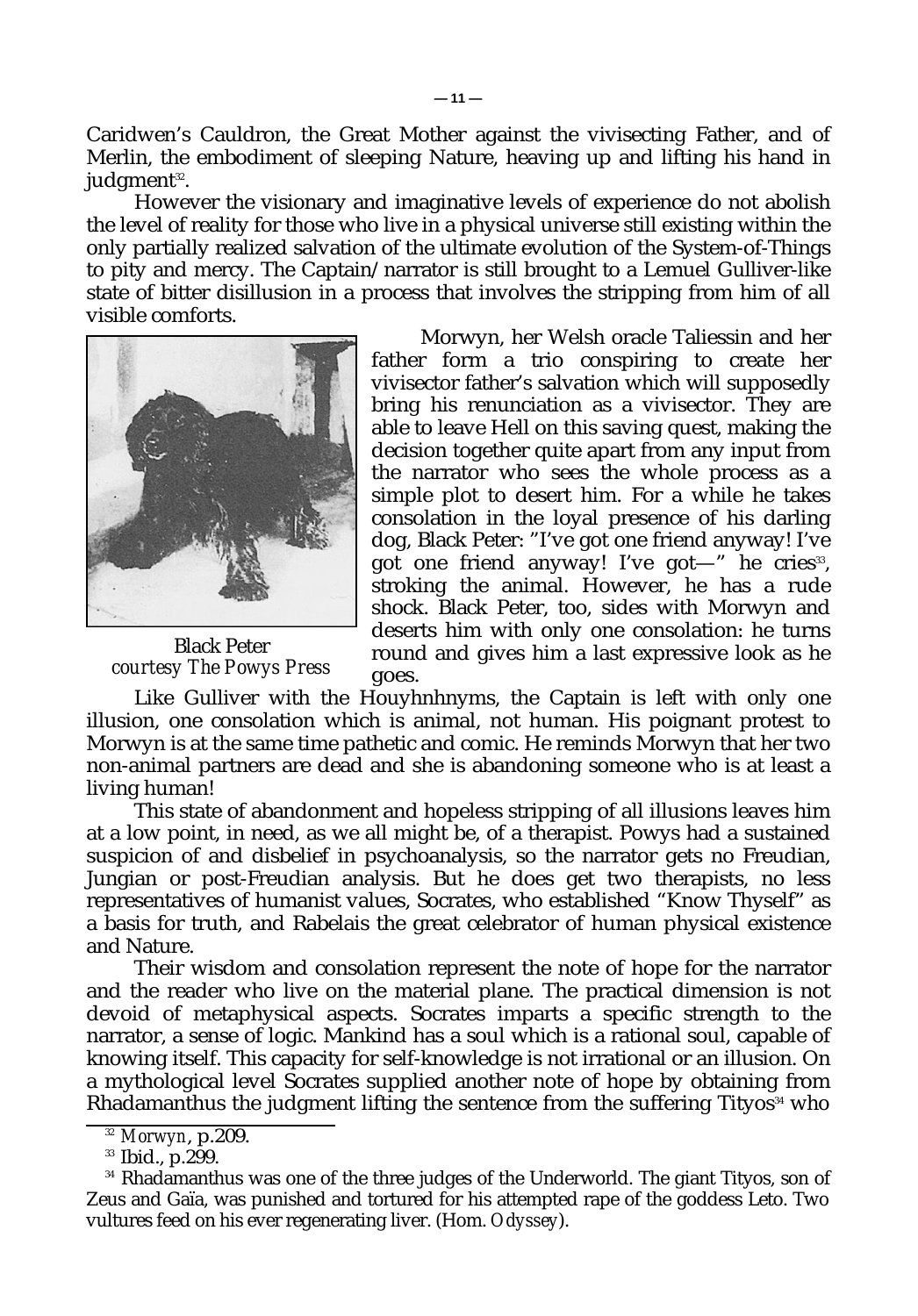Caridwen's Cauldron, the Great Mother against the vivisecting Father, and of Merlin, the embodiment of sleeping Nature, heaving up and lifting his hand in judgment[32].

However the visionary and imaginative levels of experience do not abolish the level of reality for those who live in a physical universe still existing within the only partially realized salvation of the ultimate evolution of the System-of-Things to pity and mercy. The Captain/narrator is still brought to a Lemuel Gulliver-like state of bitter disillusion in a process that involves the stripping from him of all visible comforts.

Black Peter
*courtesy The Powys Press*

Morwyn, her Welsh oracle Taliessin and her father form a trio conspiring to create her vivisector father's salvation which will supposedly bring his renunciation as a vivisector. They are able to leave Hell on this saving quest, making the decision together quite apart from any input from the narrator who sees the whole process as a simple plot to desert him. For a while he takes consolation in the loyal presence of his darling dog, Black Peter: "I've got one friend anyway! I've got one friend anyway! I've got—" he cries[33], stroking the animal. However, he has a rude shock. Black Peter, too, sides with Morwyn and deserts him with only one consolation: he turns round and gives him a last expressive look as he goes.

Like Gulliver with the Houyhnhnyms, the Captain is left with only one illusion, one consolation which is animal, not human. His poignant protest to Morwyn is at the same time pathetic and comic. He reminds Morwyn that her two non-animal partners are dead and she is abandoning someone who is at least a living human!

This state of abandonment and hopeless stripping of all illusions leaves him at a low point, in need, as we all might be, of a therapist. Powys had a sustained suspicion of and disbelief in psychoanalysis, so the narrator gets no Freudian, Jungian or post-Freudian analysis. But he does get two therapists, no less representatives of humanist values, Socrates, who established "Know Thyself" as a basis for truth, and Rabelais the great celebrator of human physical existence and Nature.

Their wisdom and consolation represent the note of hope for the narrator and the reader who live on the material plane. The practical dimension is not devoid of metaphysical aspects. Socrates imparts a specific strength to the narrator, a sense of logic. Mankind has a soul which is a rational soul, capable of knowing itself. This capacity for self-knowledge is not irrational or an illusion. On a mythological level Socrates supplied another note of hope by obtaining from Rhadamanthus the judgment lifting the sentence from the suffering Tityos[34] who

---

[32] *Morwyn*, p.209.

[33] Ibid., p.299.

[34] Rhadamanthus was one of the three judges of the Underworld. The giant Tityos, son of Zeus and Gaïa, was punished and tortured for his attempted rape of the goddess Leto. Two vultures feed on his ever regenerating liver. (Hom. *Odyssey*).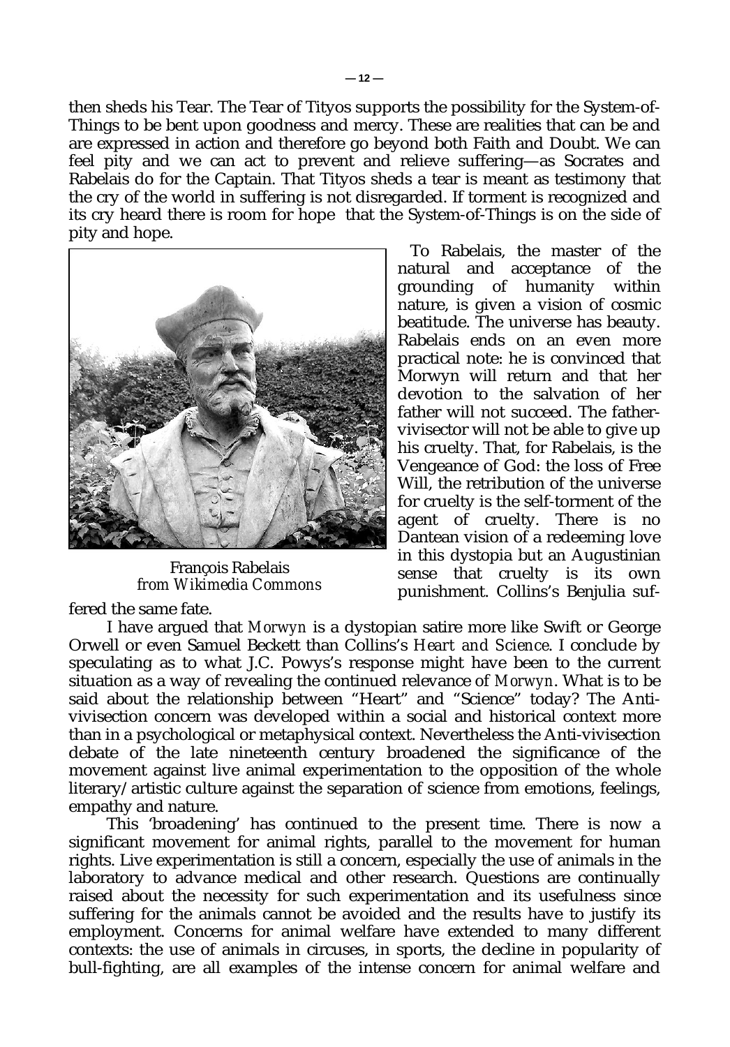then sheds his Tear. The Tear of Tityos supports the possibility for the System-of-Things to be bent upon goodness and mercy. These are realities that can be and are expressed in action and therefore go beyond both Faith and Doubt. We can feel pity and we can act to prevent and relieve suffering—as Socrates and Rabelais do for the Captain. That Tityos sheds a tear is meant as testimony that the cry of the world in suffering is not disregarded. If torment is recognized and its cry heard there is room for hope that the System-of-Things is on the side of pity and hope.

François Rabelais
*from Wikimedia Commons*

To Rabelais, the master of the natural and acceptance of the grounding of humanity within nature, is given a vision of cosmic beatitude. The universe has beauty. Rabelais ends on an even more practical note: he is convinced that Morwyn will return and that her devotion to the salvation of her father will not succeed. The father-vivisector will not be able to give up his cruelty. That, for Rabelais, is the Vengeance of God: the loss of Free Will, the retribution of the universe for cruelty is the self-torment of the agent of cruelty. There is no Dantean vision of a redeeming love in this dystopia but an Augustinian sense that cruelty is its own punishment. Collins's Benjulia suffered the same fate.

I have argued that *Morwyn* is a dystopian satire more like Swift or George Orwell or even Samuel Beckett than Collins's *Heart and Science*. I conclude by speculating as to what J.C. Powys's response might have been to the current situation as a way of revealing the continued relevance of *Morwyn*. What is to be said about the relationship between "Heart" and "Science" today? The Anti-vivisection concern was developed within a social and historical context more than in a psychological or metaphysical context. Nevertheless the Anti-vivisection debate of the late nineteenth century broadened the significance of the movement against live animal experimentation to the opposition of the whole literary/artistic culture against the separation of science from emotions, feelings, empathy and nature.

This 'broadening' has continued to the present time. There is now a significant movement for animal rights, parallel to the movement for human rights. Live experimentation is still a concern, especially the use of animals in the laboratory to advance medical and other research. Questions are continually raised about the necessity for such experimentation and its usefulness since suffering for the animals cannot be avoided and the results have to justify its employment. Concerns for animal welfare have extended to many different contexts: the use of animals in circuses, in sports, the decline in popularity of bull-fighting, are all examples of the intense concern for animal welfare and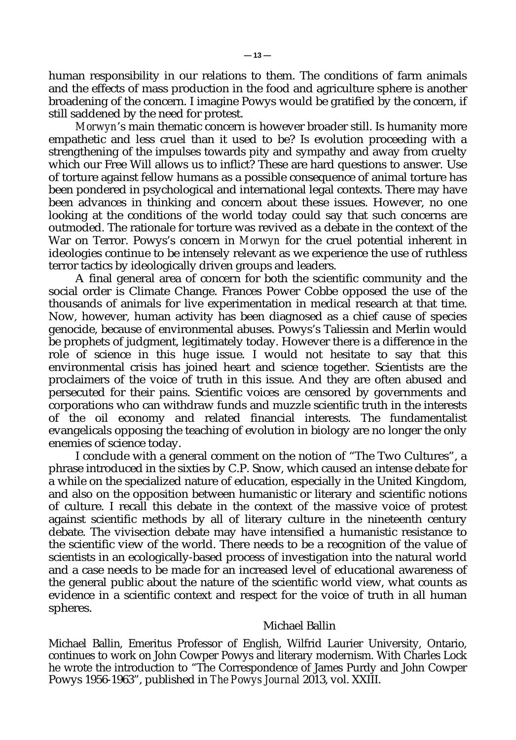human responsibility in our relations to them. The conditions of farm animals and the effects of mass production in the food and agriculture sphere is another broadening of the concern. I imagine Powys would be gratified by the concern, if still saddened by the need for protest.

*Morwyn*'s main thematic concern is however broader still. Is humanity more empathetic and less cruel than it used to be? Is evolution proceeding with a strengthening of the impulses towards pity and sympathy and away from cruelty which our Free Will allows us to inflict? These are hard questions to answer. Use of torture against fellow humans as a possible consequence of animal torture has been pondered in psychological and international legal contexts. There may have been advances in thinking and concern about these issues. However, no one looking at the conditions of the world today could say that such concerns are outmoded. The rationale for torture was revived as a debate in the context of the War on Terror. Powys's concern in *Morwyn* for the cruel potential inherent in ideologies continue to be intensely relevant as we experience the use of ruthless terror tactics by ideologically driven groups and leaders.

A final general area of concern for both the scientific community and the social order is Climate Change. Frances Power Cobbe opposed the use of the thousands of animals for live experimentation in medical research at that time. Now, however, human activity has been diagnosed as a chief cause of species genocide, because of environmental abuses. Powys's Taliessin and Merlin would be prophets of judgment, legitimately today. However there is a difference in the role of science in this huge issue. I would not hesitate to say that this environmental crisis has joined heart and science together. Scientists are the proclaimers of the voice of truth in this issue. And they are often abused and persecuted for their pains. Scientific voices are censored by governments and corporations who can withdraw funds and muzzle scientific truth in the interests of the oil economy and related financial interests. The fundamentalist evangelicals opposing the teaching of evolution in biology are no longer the only enemies of science today.

I conclude with a general comment on the notion of "The Two Cultures", a phrase introduced in the sixties by C.P. Snow, which caused an intense debate for a while on the specialized nature of education, especially in the United Kingdom, and also on the opposition between humanistic or literary and scientific notions of culture. I recall this debate in the context of the massive voice of protest against scientific methods by all of literary culture in the nineteenth century debate. The vivisection debate may have intensified a humanistic resistance to the scientific view of the world. There needs to be a recognition of the value of scientists in an ecologically-based process of investigation into the natural world and a case needs to be made for an increased level of educational awareness of the general public about the nature of the scientific world view, what counts as evidence in a scientific context and respect for the voice of truth in all human spheres.

Michael Ballin

Michael Ballin, Emeritus Professor of English, Wilfrid Laurier University, Ontario, continues to work on John Cowper Powys and literary modernism. With Charles Lock he wrote the introduction to "The Correspondence of James Purdy and John Cowper Powys 1956-1963", published in *The Powys Journal* 2013, vol. XXIII.